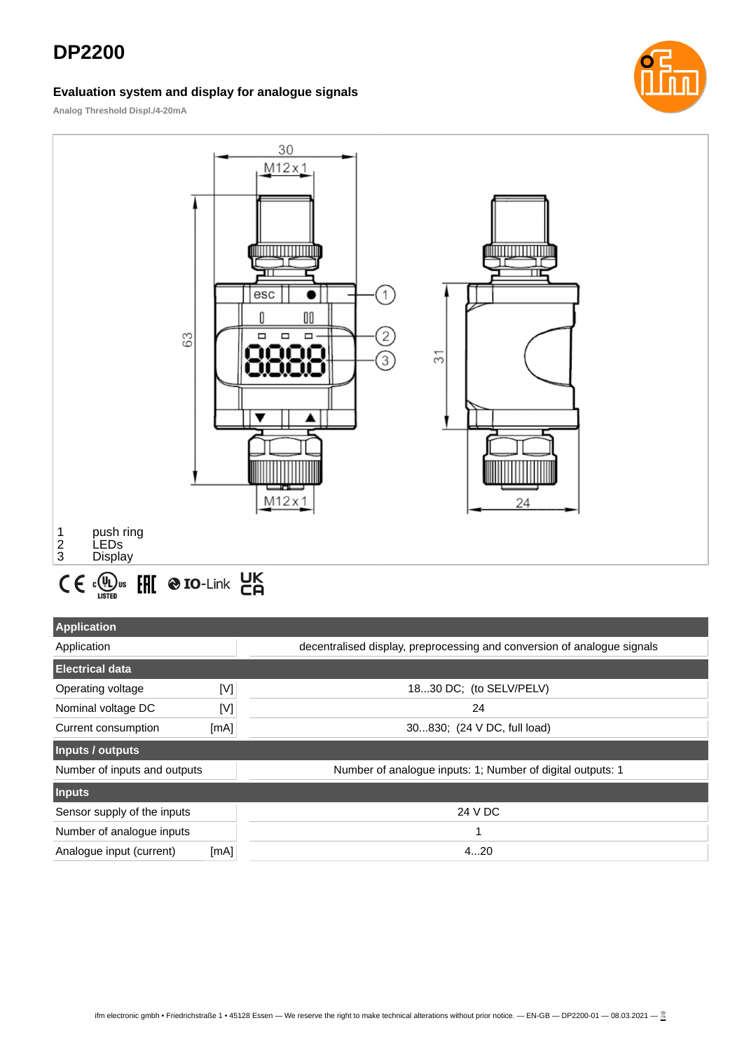# DP2200

### Evaluation system and display for analogue signals

**Analog Threshold Displ./4-20mA**

1 push ring
2 LEDs
3 Display

| Application | | |
|---|---|---|
| Application | | decentralised display, preprocessing and conversion of analogue signals |
| **Electrical data** | | |
| Operating voltage | [V] | 18...30 DC; (to SELV/PELV) |
| Nominal voltage DC | [V] | 24 |
| Current consumption | [mA] | 30...830; (24 V DC, full load) |
| **Inputs / outputs** | | |
| Number of inputs and outputs | | Number of analogue inputs: 1; Number of digital outputs: 1 |
| **Inputs** | | |
| Sensor supply of the inputs | | 24 V DC |
| Number of analogue inputs | | 1 |
| Analogue input (current) | [mA] | 4...20 |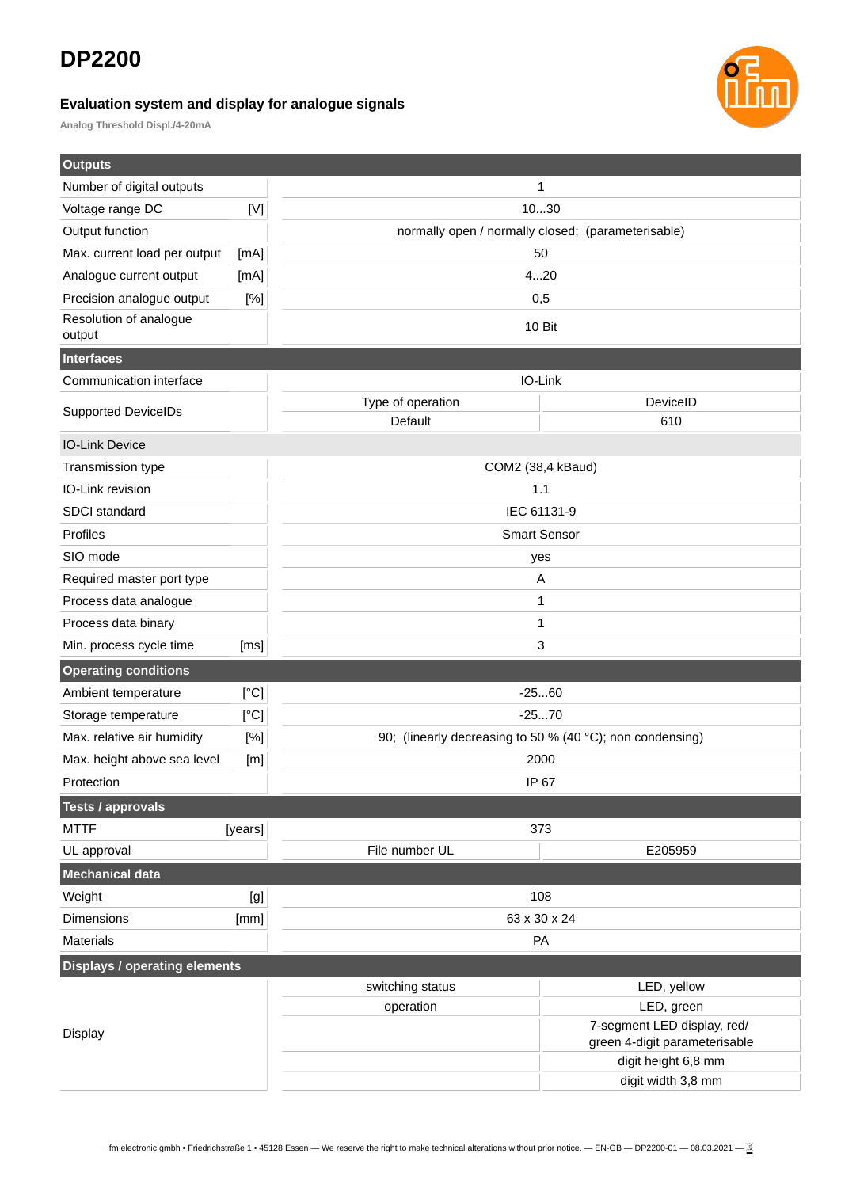# DP2200

### Evaluation system and display for analogue signals

**Analog Threshold Displ./4-20mA**

| **Outputs** | | | |
|---|---|---|---|
| Number of digital outputs | | 1 | |
| Voltage range DC | [V] | 10...30 | |
| Output function | | normally open / normally closed; (parameterisable) | |
| Max. current load per output | [mA] | 50 | |
| Analogue current output | [mA] | 4...20 | |
| Precision analogue output | [%] | 0,5 | |
| Resolution of analogue output | | 10 Bit | |
| **Interfaces** | | | |
| Communication interface | | IO-Link | |
| Supported DeviceIDs | | Type of operation | DeviceID |
| | | Default | 610 |
| IO-Link Device | | | |
| Transmission type | | COM2 (38,4 kBaud) | |
| IO-Link revision | | 1.1 | |
| SDCI standard | | IEC 61131-9 | |
| Profiles | | Smart Sensor | |
| SIO mode | | yes | |
| Required master port type | | A | |
| Process data analogue | | 1 | |
| Process data binary | | 1 | |
| Min. process cycle time | [ms] | 3 | |
| **Operating conditions** | | | |
| Ambient temperature | [°C] | -25...60 | |
| Storage temperature | [°C] | -25...70 | |
| Max. relative air humidity | [%] | 90; (linearly decreasing to 50 % (40 °C); non condensing) | |
| Max. height above sea level | [m] | 2000 | |
| Protection | | IP 67 | |
| **Tests / approvals** | | | |
| MTTF | [years] | 373 | |
| UL approval | | File number UL | E205959 |
| **Mechanical data** | | | |
| Weight | [g] | 108 | |
| Dimensions | [mm] | 63 x 30 x 24 | |
| Materials | | PA | |
| **Displays / operating elements** | | | |
| Display | | switching status | LED, yellow |
| | | operation | LED, green |
| | | | 7-segment LED display, red/ green 4-digit parameterisable |
| | | | digit height 6,8 mm |
| | | | digit width 3,8 mm |

ifm electronic gmbh • Friedrichstraße 1 • 45128 Essen — We reserve the right to make technical alterations without prior notice. — EN-GB — DP2200-01 — 08.03.2021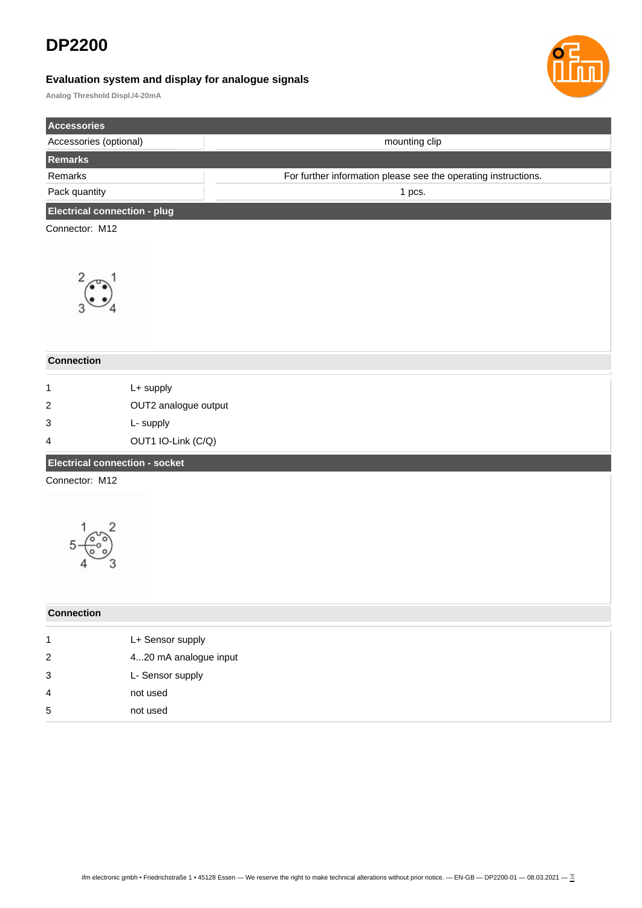# DP2200

### Evaluation system and display for analogue signals

**Analog Threshold Displ./4-20mA**

| Accessories | |
|---|---|
| Accessories (optional) | mounting clip |

| Remarks | |
|---|---|
| Remarks | For further information please see the operating instructions. |
| Pack quantity | 1 pcs. |

## Electrical connection - plug

Connector: M12

2 1
3 4

**Connection**

| | |
|---|---|
| 1 | L+ supply |
| 2 | OUT2 analogue output |
| 3 | L- supply |
| 4 | OUT1 IO-Link (C/Q) |

## Electrical connection - socket

Connector: M12

1 2
5
4 3

**Connection**

| | |
|---|---|
| 1 | L+ Sensor supply |
| 2 | 4...20 mA analogue input |
| 3 | L- Sensor supply |
| 4 | not used |
| 5 | not used |

ifm electronic gmbh • Friedrichstraße 1 • 45128 Essen — We reserve the right to make technical alterations without prior notice. — EN-GB — DP2200-01 — 08.03.2021